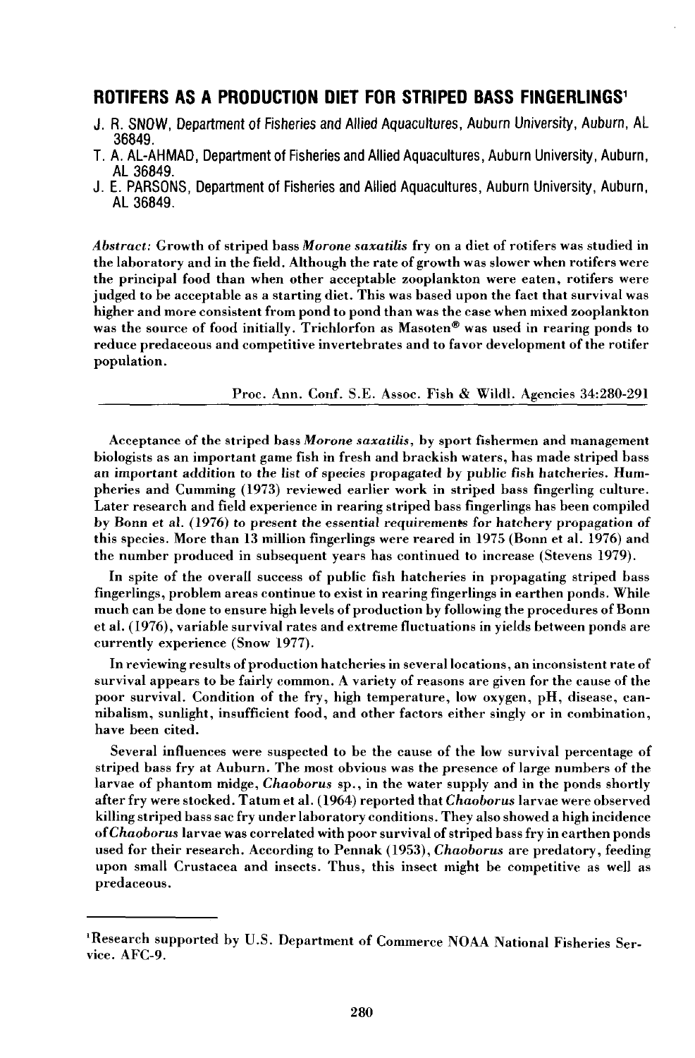# ROTIFERS AS A PRODUCTION DIET FOR STRIPED BASS FINGERLINGS[1]

J. R. SNOW, Department of Fisheries and Allied Aquacultures, Auburn University, Auburn, AL 36849.

T. A. AL-AHMAD, Department of Fisheries and Allied Aquacultures, Auburn University, Auburn, AL 36849.

J. E. PARSONS, Department of Fisheries and Allied Aquacultures, Auburn University, Auburn, AL 36849.

*Abstract:* Growth of striped bass *Morone saxatilis* fry on a diet of rotifers was studied in the laboratory and in the field. Although the rate of growth was slower when rotifers were the principal food than when other acceptable zooplankton were eaten, rotifers were judged to be acceptable as a starting diet. This was based upon the fact that survival was higher and more consistent from pond to pond than was the case when mixed zooplankton was the source of food initially. Trichlorfon as Masoten® was used in rearing ponds to reduce predaceous and competitive invertebrates and to favor development of the rotifer population.

Proc. Ann. Conf. S.E. Assoc. Fish & Wildl. Agencies 34:280-291

Acceptance of the striped bass *Morone saxatilis*, by sport fishermen and management biologists as an important game fish in fresh and brackish waters, has made striped bass an important addition to the list of species propagated by public fish hatcheries. Humpheries and Cumming (1973) reviewed earlier work in striped bass fingerling culture. Later research and field experience in rearing striped bass fingerlings has been compiled by Bonn et al. (1976) to present the essential requirements for hatchery propagation of this species. More than 13 million fingerlings were reared in 1975 (Bonn et al. 1976) and the number produced in subsequent years has continued to increase (Stevens 1979).

In spite of the overall success of public fish hatcheries in propagating striped bass fingerlings, problem areas continue to exist in rearing fingerlings in earthen ponds. While much can be done to ensure high levels of production by following the procedures of Bonn et al. (1976), variable survival rates and extreme fluctuations in yields between ponds are currently experience (Snow 1977).

In reviewing results of production hatcheries in several locations, an inconsistent rate of survival appears to be fairly common. A variety of reasons are given for the cause of the poor survival. Condition of the fry, high temperature, low oxygen, pH, disease, cannibalism, sunlight, insufficient food, and other factors either singly or in combination, have been cited.

Several influences were suspected to be the cause of the low survival percentage of striped bass fry at Auburn. The most obvious was the presence of large numbers of the larvae of phantom midge, *Chaoborus* sp., in the water supply and in the ponds shortly after fry were stocked. Tatum et al. (1964) reported that *Chaoborus* larvae were observed killing striped bass sac fry under laboratory conditions. They also showed a high incidence of *Chaoborus* larvae was correlated with poor survival of striped bass fry in earthen ponds used for their research. According to Pennak (1953), *Chaoborus* are predatory, feeding upon small Crustacea and insects. Thus, this insect might be competitive as well as predaceous.

---

[1]Research supported by U.S. Department of Commerce NOAA National Fisheries Service. AFC-9.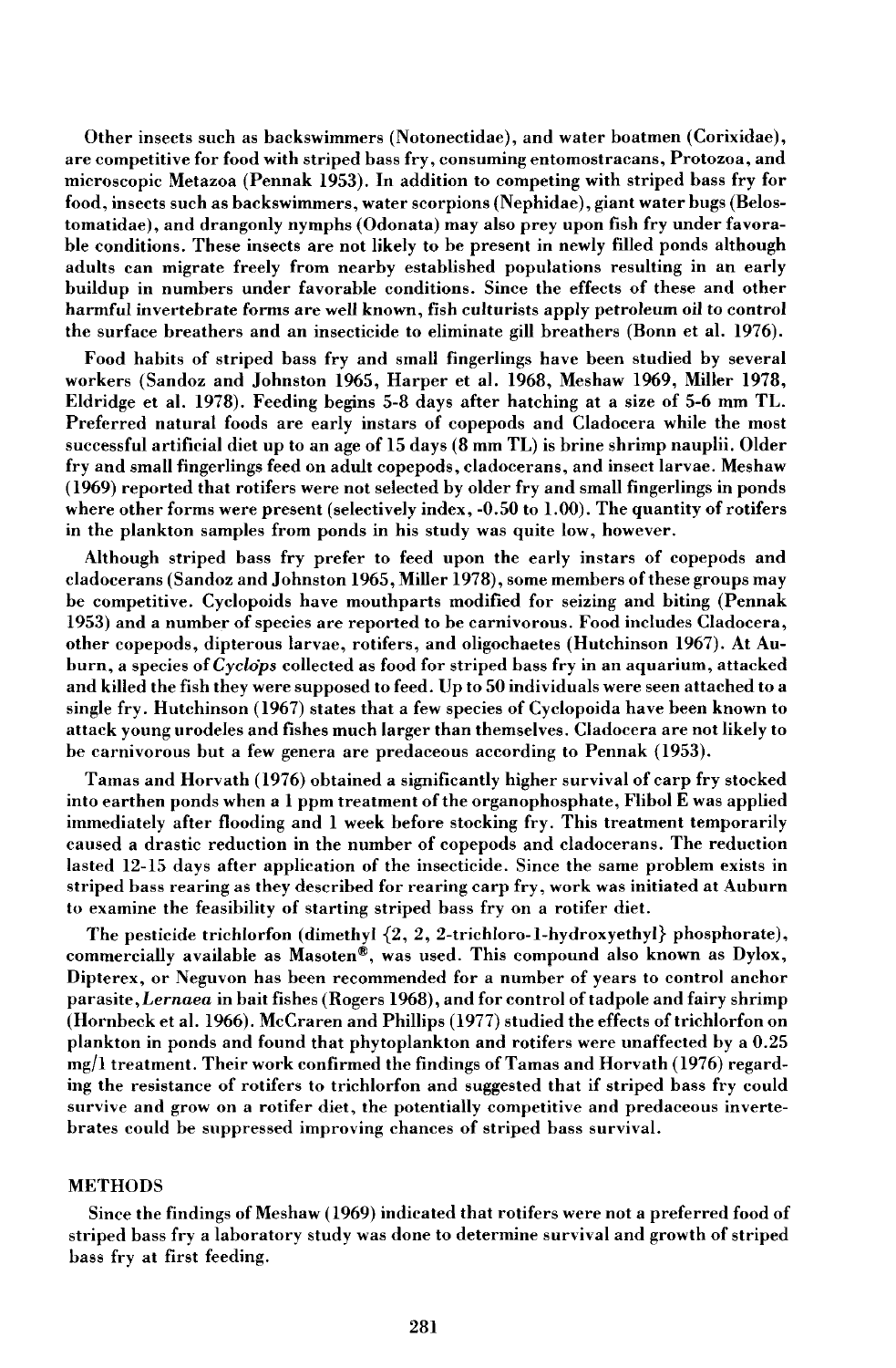Other insects such as backswimmers (Notonectidae), and water boatmen (Corixidae), are competitive for food with striped bass fry, consuming entomostracans, Protozoa, and microscopic Metazoa (Pennak 1953). In addition to competing with striped bass fry for food, insects such as backswimmers, water scorpions (Nephidae), giant water bugs (Belostomatidae), and drangonly nymphs (Odonata) may also prey upon fish fry under favorable conditions. These insects are not likely to be present in newly filled ponds although adults can migrate freely from nearby established populations resulting in an early buildup in numbers under favorable conditions. Since the effects of these and other harmful invertebrate forms are well known, fish culturists apply petroleum oil to control the surface breathers and an insecticide to eliminate gill breathers (Bonn et al. 1976).

Food habits of striped bass fry and small fingerlings have been studied by several workers (Sandoz and Johnston 1965, Harper et al. 1968, Meshaw 1969, Miller 1978, Eldridge et al. 1978). Feeding begins 5-8 days after hatching at a size of 5-6 mm TL. Preferred natural foods are early instars of copepods and Cladocera while the most successful artificial diet up to an age of 15 days (8 mm TL) is brine shrimp nauplii. Older fry and small fingerlings feed on adult copepods, cladocerans, and insect larvae. Meshaw (1969) reported that rotifers were not selected by older fry and small fingerlings in ponds where other forms were present (selectively index, -0.50 to 1.00). The quantity of rotifers in the plankton samples from ponds in his study was quite low, however.

Although striped bass fry prefer to feed upon the early instars of copepods and cladocerans (Sandoz and Johnston 1965, Miller 1978), some members of these groups may be competitive. Cyclopoids have mouthparts modified for seizing and biting (Pennak 1953) and a number of species are reported to be carnivorous. Food includes Cladocera, other copepods, dipterous larvae, rotifers, and oligochaetes (Hutchinson 1967). At Auburn, a species of *Cyclops* collected as food for striped bass fry in an aquarium, attacked and killed the fish they were supposed to feed. Up to 50 individuals were seen attached to a single fry. Hutchinson (1967) states that a few species of Cyclopoida have been known to attack young urodeles and fishes much larger than themselves. Cladocera are not likely to be carnivorous but a few genera are predaceous according to Pennak (1953).

Tamas and Horvath (1976) obtained a significantly higher survival of carp fry stocked into earthen ponds when a 1 ppm treatment of the organophosphate, Flibol E was applied immediately after flooding and 1 week before stocking fry. This treatment temporarily caused a drastic reduction in the number of copepods and cladocerans. The reduction lasted 12-15 days after application of the insecticide. Since the same problem exists in striped bass rearing as they described for rearing carp fry, work was initiated at Auburn to examine the feasibility of starting striped bass fry on a rotifer diet.

The pesticide trichlorfon (dimethyl {2, 2, 2-trichloro-1-hydroxyethyl} phosphorate), commercially available as Masoten®, was used. This compound also known as Dylox, Dipterex, or Neguvon has been recommended for a number of years to control anchor parasite, *Lernaea* in bait fishes (Rogers 1968), and for control of tadpole and fairy shrimp (Hornbeck et al. 1966). McCraren and Phillips (1977) studied the effects of trichlorfon on plankton in ponds and found that phytoplankton and rotifers were unaffected by a 0.25 mg/l treatment. Their work confirmed the findings of Tamas and Horvath (1976) regarding the resistance of rotifers to trichlorfon and suggested that if striped bass fry could survive and grow on a rotifer diet, the potentially competitive and predaceous invertebrates could be suppressed improving chances of striped bass survival.

## METHODS

Since the findings of Meshaw (1969) indicated that rotifers were not a preferred food of striped bass fry a laboratory study was done to determine survival and growth of striped bass fry at first feeding.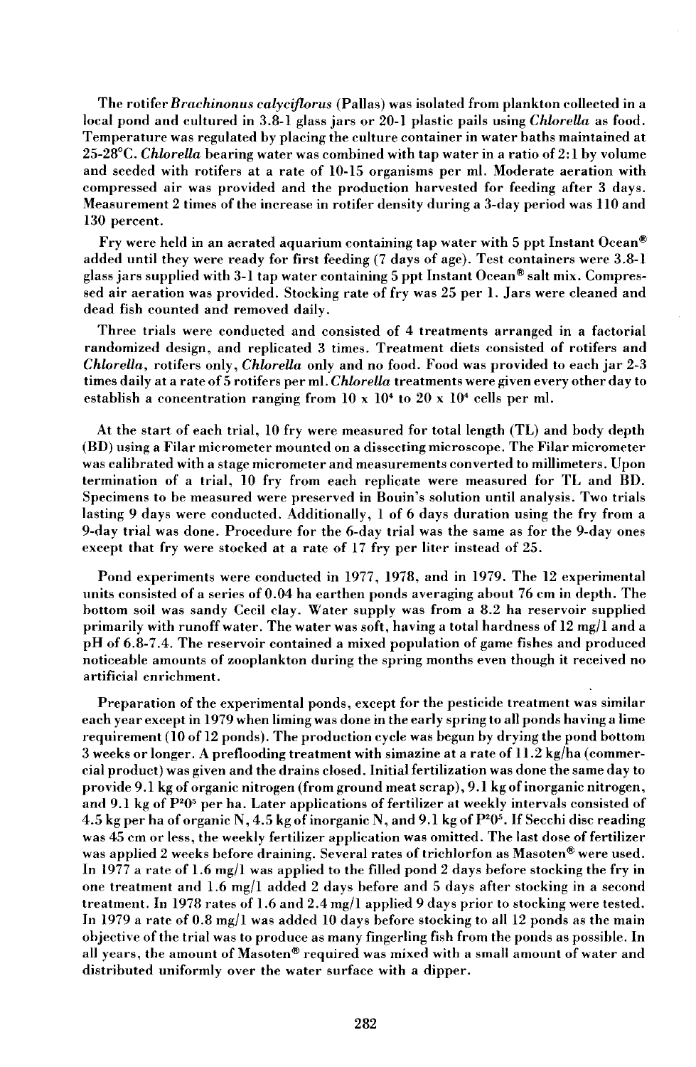The rotifer *Brachinonus calyciflorus* (Pallas) was isolated from plankton collected in a local pond and cultured in 3.8-l glass jars or 20-l plastic pails using *Chlorella* as food. Temperature was regulated by placing the culture container in water baths maintained at 25-28°C. *Chlorella* bearing water was combined with tap water in a ratio of 2:1 by volume and seeded with rotifers at a rate of 10-15 organisms per ml. Moderate aeration with compressed air was provided and the production harvested for feeding after 3 days. Measurement 2 times of the increase in rotifer density during a 3-day period was 110 and 130 percent.

Fry were held in an aerated aquarium containing tap water with 5 ppt Instant Ocean® added until they were ready for first feeding (7 days of age). Test containers were 3.8-l glass jars supplied with 3-l tap water containing 5 ppt Instant Ocean® salt mix. Compressed air aeration was provided. Stocking rate of fry was 25 per l. Jars were cleaned and dead fish counted and removed daily.

Three trials were conducted and consisted of 4 treatments arranged in a factorial randomized design, and replicated 3 times. Treatment diets consisted of rotifers and *Chlorella*, rotifers only, *Chlorella* only and no food. Food was provided to each jar 2-3 times daily at a rate of 5 rotifers per ml. *Chlorella* treatments were given every other day to establish a concentration ranging from 10 x $10^4$ to 20 x $10^4$ cells per ml.

At the start of each trial, 10 fry were measured for total length (TL) and body depth (BD) using a Filar micrometer mounted on a dissecting microscope. The Filar micrometer was calibrated with a stage micrometer and measurements converted to millimeters. Upon termination of a trial, 10 fry from each replicate were measured for TL and BD. Specimens to be measured were preserved in Bouin's solution until analysis. Two trials lasting 9 days were conducted. Additionally, 1 of 6 days duration using the fry from a 9-day trial was done. Procedure for the 6-day trial was the same as for the 9-day ones except that fry were stocked at a rate of 17 fry per liter instead of 25.

Pond experiments were conducted in 1977, 1978, and in 1979. The 12 experimental units consisted of a series of 0.04 ha earthen ponds averaging about 76 cm in depth. The bottom soil was sandy Cecil clay. Water supply was from a 8.2 ha reservoir supplied primarily with runoff water. The water was soft, having a total hardness of 12 mg/l and a pH of 6.8-7.4. The reservoir contained a mixed population of game fishes and produced noticeable amounts of zooplankton during the spring months even though it received no artificial enrichment.

Preparation of the experimental ponds, except for the pesticide treatment was similar each year except in 1979 when liming was done in the early spring to all ponds having a lime requirement (10 of 12 ponds). The production cycle was begun by drying the pond bottom 3 weeks or longer. A preflooding treatment with simazine at a rate of 11.2 kg/ha (commercial product) was given and the drains closed. Initial fertilization was done the same day to provide 9.1 kg of organic nitrogen (from ground meat scrap), 9.1 kg of inorganic nitrogen, and 9.1 kg of $P^2O^5$ per ha. Later applications of fertilizer at weekly intervals consisted of 4.5 kg per ha of organic N, 4.5 kg of inorganic N, and 9.1 kg of $P^2O^5$. If Secchi disc reading was 45 cm or less, the weekly fertilizer application was omitted. The last dose of fertilizer was applied 2 weeks before draining. Several rates of trichlorfon as Masoten® were used. In 1977 a rate of 1.6 mg/l was applied to the filled pond 2 days before stocking the fry in one treatment and 1.6 mg/l added 2 days before and 5 days after stocking in a second treatment. In 1978 rates of 1.6 and 2.4 mg/l applied 9 days prior to stocking were tested. In 1979 a rate of 0.8 mg/l was added 10 days before stocking to all 12 ponds as the main objective of the trial was to produce as many fingerling fish from the ponds as possible. In all years, the amount of Masoten® required was mixed with a small amount of water and distributed uniformly over the water surface with a dipper.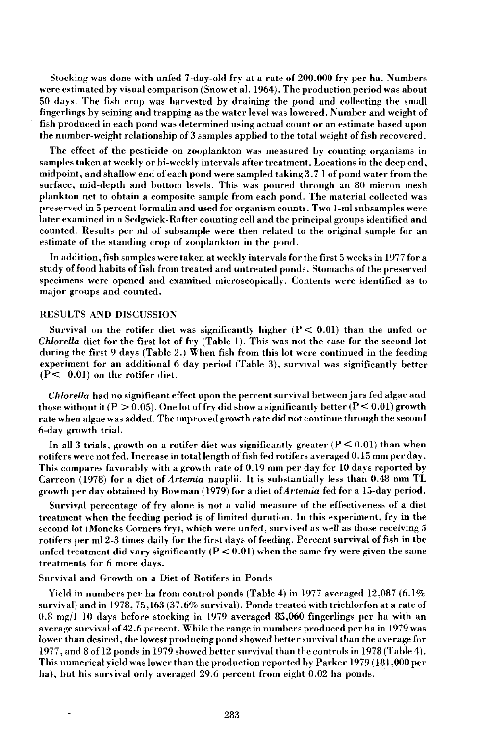Stocking was done with unfed 7-day-old fry at a rate of 200,000 fry per ha. Numbers were estimated by visual comparison (Snow et al. 1964). The production period was about 50 days. The fish crop was harvested by draining the pond and collecting the small fingerlings by seining and trapping as the water level was lowered. Number and weight of fish produced in each pond was determined using actual count or an estimate based upon the number-weight relationship of 3 samples applied to the total weight of fish recovered.

The effect of the pesticide on zooplankton was measured by counting organisms in samples taken at weekly or bi-weekly intervals after treatment. Locations in the deep end, midpoint, and shallow end of each pond were sampled taking 3.7 l of pond water from the surface, mid-depth and bottom levels. This was poured through an 80 micron mesh plankton net to obtain a composite sample from each pond. The material collected was preserved in 5 percent formalin and used for organism counts. Two 1-ml subsamples were later examined in a Sedgwick-Rafter counting cell and the principal groups identified and counted. Results per ml of subsample were then related to the original sample for an estimate of the standing crop of zooplankton in the pond.

In addition, fish samples were taken at weekly intervals for the first 5 weeks in 1977 for a study of food habits of fish from treated and untreated ponds. Stomachs of the preserved specimens were opened and examined microscopically. Contents were identified as to major groups and counted.

## RESULTS AND DISCUSSION

Survival on the rotifer diet was significantly higher ($P < 0.01$) than the unfed or *Chlorella* diet for the first lot of fry (Table 1). This was not the case for the second lot during the first 9 days (Table 2.) When fish from this lot were continued in the feeding experiment for an additional 6 day period (Table 3), survival was significantly better ($P < 0.01$) on the rotifer diet.

*Chlorella* had no significant effect upon the percent survival between jars fed algae and those without it ($P > 0.05$). One lot of fry did show a significantly better ($P < 0.01$) growth rate when algae was added. The improved growth rate did not continue through the second 6-day growth trial.

In all 3 trials, growth on a rotifer diet was significantly greater ($P < 0.01$) than when rotifers were not fed. Increase in total length of fish fed rotifers averaged 0.15 mm per day. This compares favorably with a growth rate of 0.19 mm per day for 10 days reported by Carreon (1978) for a diet of *Artemia* nauplii. It is substantially less than 0.48 mm TL growth per day obtained by Bowman (1979) for a diet of *Artemia* fed for a 15-day period.

Survival percentage of fry alone is not a valid measure of the effectiveness of a diet treatment when the feeding period is of limited duration. In this experiment, fry in the second lot (Moncks Corners fry), which were unfed, survived as well as those receiving 5 rotifers per ml 2-3 times daily for the first days of feeding. Percent survival of fish in the unfed treatment did vary significantly ($P < 0.01$) when the same fry were given the same treatments for 6 more days.

### Survival and Growth on a Diet of Rotifers in Ponds

Yield in numbers per ha from control ponds (Table 4) in 1977 averaged 12,087 (6.1% survival) and in 1978, 75,163 (37.6% survival). Ponds treated with trichlorfon at a rate of 0.8 mg/l 10 days before stocking in 1979 averaged 85,060 fingerlings per ha with an average survival of 42.6 percent. While the range in numbers produced per ha in 1979 was lower than desired, the lowest producing pond showed better survival than the average for 1977, and 8 of 12 ponds in 1979 showed better survival than the controls in 1978 (Table 4). This numerical yield was lower than the production reported by Parker 1979 (181,000 per ha), but his survival only averaged 29.6 percent from eight 0.02 ha ponds.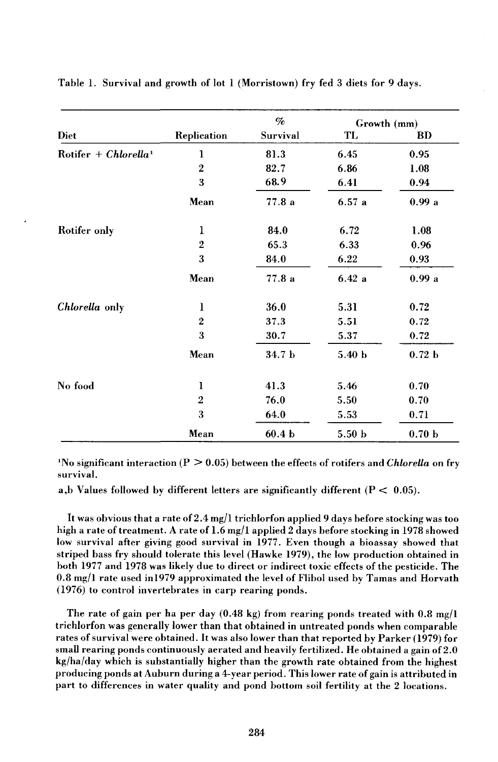Table 1. Survival and growth of lot 1 (Morristown) fry fed 3 diets for 9 days.

| Diet | Replication | % Survival | Growth (mm) | |
|---|---|---|---|---|
| | | | TL | BD |
| Rotifer + *Chlorella*[1] | 1 | 81.3 | 6.45 | 0.95 |
| | 2 | 82.7 | 6.86 | 1.08 |
| | 3 | 68.9 | 6.41 | 0.94 |
| | Mean | 77.8 a | 6.57 a | 0.99 a |
| Rotifer only | 1 | 84.0 | 6.72 | 1.08 |
| | 2 | 65.3 | 6.33 | 0.96 |
| | 3 | 84.0 | 6.22 | 0.93 |
| | Mean | 77.8 a | 6.42 a | 0.99 a |
| *Chlorella* only | 1 | 36.0 | 5.31 | 0.72 |
| | 2 | 37.3 | 5.51 | 0.72 |
| | 3 | 30.7 | 5.37 | 0.72 |
| | Mean | 34.7 b | 5.40 b | 0.72 b |
| No food | 1 | 41.3 | 5.46 | 0.70 |
| | 2 | 76.0 | 5.50 | 0.70 |
| | 3 | 64.0 | 5.53 | 0.71 |
| | Mean | 60.4 b | 5.50 b | 0.70 b |

[1]No significant interaction ($P > 0.05$) between the effects of rotifers and *Chlorella* on fry survival.

a,b Values followed by different letters are significantly different ($P < 0.05$).

It was obvious that a rate of 2.4 mg/l trichlorfon applied 9 days before stocking was too high a rate of treatment. A rate of 1.6 mg/l applied 2 days before stocking in 1978 showed low survival after giving good survival in 1977. Even though a bioassay showed that striped bass fry should tolerate this level (Hawke 1979), the low production obtained in both 1977 and 1978 was likely due to direct or indirect toxic effects of the pesticide. The 0.8 mg/l rate used in1979 approximated the level of Flibol used by Tamas and Horvath (1976) to control invertebrates in carp rearing ponds.

The rate of gain per ha per day (0.48 kg) from rearing ponds treated with 0.8 mg/l trichlorfon was generally lower than that obtained in untreated ponds when comparable rates of survival were obtained. It was also lower than that reported by Parker (1979) for small rearing ponds continuously aerated and heavily fertilized. He obtained a gain of 2.0 kg/ha/day which is substantially higher than the growth rate obtained from the highest producing ponds at Auburn during a 4-year period. This lower rate of gain is attributed in part to differences in water quality and pond bottom soil fertility at the 2 locations.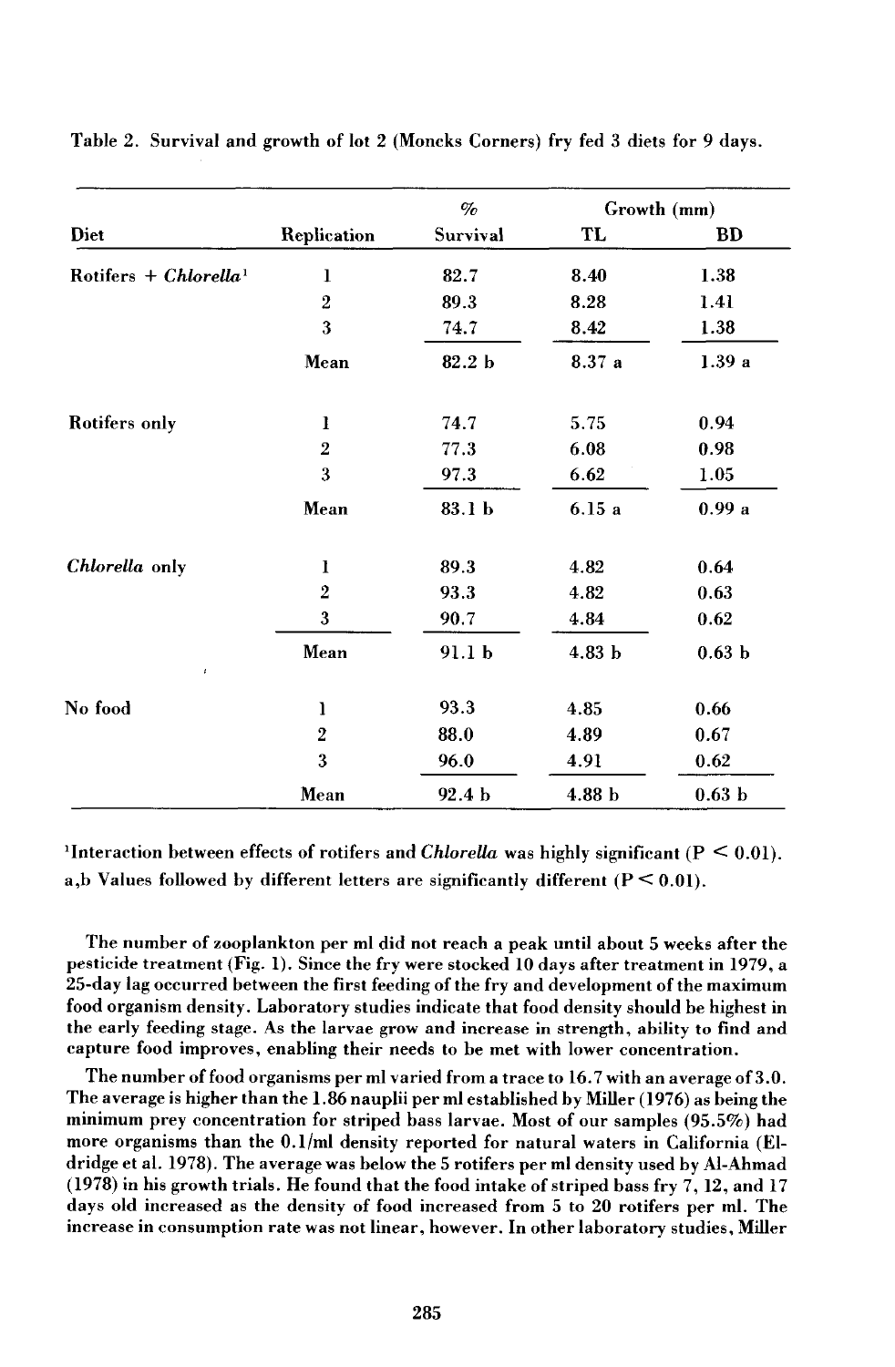Table 2. Survival and growth of lot 2 (Moncks Corners) fry fed 3 diets for 9 days.

| Diet | Replication | % Survival | Growth (mm) | |
|---|---|---|---|---|
| | | | TL | BD |
| Rotifers + *Chlorella*[1] | 1 | 82.7 | 8.40 | 1.38 |
| | 2 | 89.3 | 8.28 | 1.41 |
| | 3 | 74.7 | 8.42 | 1.38 |
| | Mean | 82.2 b | 8.37 a | 1.39 a |
| Rotifers only | 1 | 74.7 | 5.75 | 0.94 |
| | 2 | 77.3 | 6.08 | 0.98 |
| | 3 | 97.3 | 6.62 | 1.05 |
| | Mean | 83.1 b | 6.15 a | 0.99 a |
| *Chlorella* only | 1 | 89.3 | 4.82 | 0.64 |
| | 2 | 93.3 | 4.82 | 0.63 |
| | 3 | 90.7 | 4.84 | 0.62 |
| | Mean | 91.1 b | 4.83 b | 0.63 b |
| No food | 1 | 93.3 | 4.85 | 0.66 |
| | 2 | 88.0 | 4.89 | 0.67 |
| | 3 | 96.0 | 4.91 | 0.62 |
| | Mean | 92.4 b | 4.88 b | 0.63 b |

[1]Interaction between effects of rotifers and *Chlorella* was highly significant ($P < 0.01$).
a,b Values followed by different letters are significantly different ($P < 0.01$).

The number of zooplankton per ml did not reach a peak until about 5 weeks after the pesticide treatment (Fig. 1). Since the fry were stocked 10 days after treatment in 1979, a 25-day lag occurred between the first feeding of the fry and development of the maximum food organism density. Laboratory studies indicate that food density should be highest in the early feeding stage. As the larvae grow and increase in strength, ability to find and capture food improves, enabling their needs to be met with lower concentration.

The number of food organisms per ml varied from a trace to 16.7 with an average of 3.0. The average is higher than the 1.86 nauplii per ml established by Miller (1976) as being the minimum prey concentration for striped bass larvae. Most of our samples (95.5%) had more organisms than the 0.1/ml density reported for natural waters in California (Eldridge et al. 1978). The average was below the 5 rotifers per ml density used by Al-Ahmad (1978) in his growth trials. He found that the food intake of striped bass fry 7, 12, and 17 days old increased as the density of food increased from 5 to 20 rotifers per ml. The increase in consumption rate was not linear, however. In other laboratory studies, Miller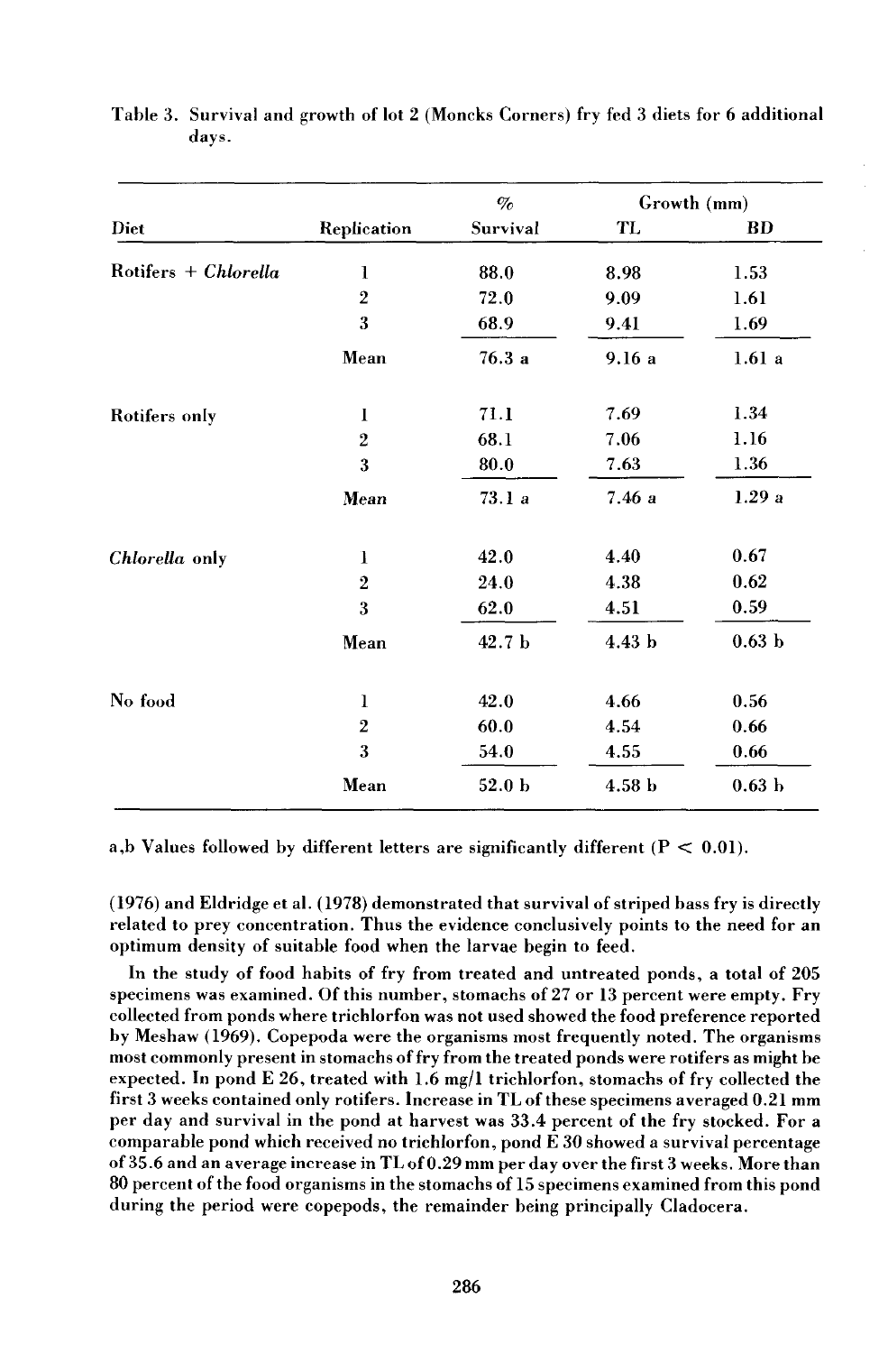Table 3. Survival and growth of lot 2 (Moncks Corners) fry fed 3 diets for 6 additional days.

| Diet | Replication | % Survival | Growth (mm) | |
|---|---|---|---|---|
| | | | TL | BD |
| Rotifers + *Chlorella* | 1 | 88.0 | 8.98 | 1.53 |
| | 2 | 72.0 | 9.09 | 1.61 |
| | 3 | 68.9 | 9.41 | 1.69 |
| | Mean | 76.3 a | 9.16 a | 1.61 a |
| Rotifers only | 1 | 71.1 | 7.69 | 1.34 |
| | 2 | 68.1 | 7.06 | 1.16 |
| | 3 | 80.0 | 7.63 | 1.36 |
| | Mean | 73.1 a | 7.46 a | 1.29 a |
| *Chlorella* only | 1 | 42.0 | 4.40 | 0.67 |
| | 2 | 24.0 | 4.38 | 0.62 |
| | 3 | 62.0 | 4.51 | 0.59 |
| | Mean | 42.7 b | 4.43 b | 0.63 b |
| No food | 1 | 42.0 | 4.66 | 0.56 |
| | 2 | 60.0 | 4.54 | 0.66 |
| | 3 | 54.0 | 4.55 | 0.66 |
| | Mean | 52.0 b | 4.58 b | 0.63 b |

a,b Values followed by different letters are significantly different ($P < 0.01$).

(1976) and Eldridge et al. (1978) demonstrated that survival of striped bass fry is directly related to prey concentration. Thus the evidence conclusively points to the need for an optimum density of suitable food when the larvae begin to feed.

In the study of food habits of fry from treated and untreated ponds, a total of 205 specimens was examined. Of this number, stomachs of 27 or 13 percent were empty. Fry collected from ponds where trichlorfon was not used showed the food preference reported by Meshaw (1969). Copepoda were the organisms most frequently noted. The organisms most commonly present in stomachs of fry from the treated ponds were rotifers as might be expected. In pond E 26, treated with 1.6 mg/l trichlorfon, stomachs of fry collected the first 3 weeks contained only rotifers. Increase in TL of these specimens averaged 0.21 mm per day and survival in the pond at harvest was 33.4 percent of the fry stocked. For a comparable pond which received no trichlorfon, pond E 30 showed a survival percentage of 35.6 and an average increase in TL of 0.29 mm per day over the first 3 weeks. More than 80 percent of the food organisms in the stomachs of 15 specimens examined from this pond during the period were copepods, the remainder being principally Cladocera.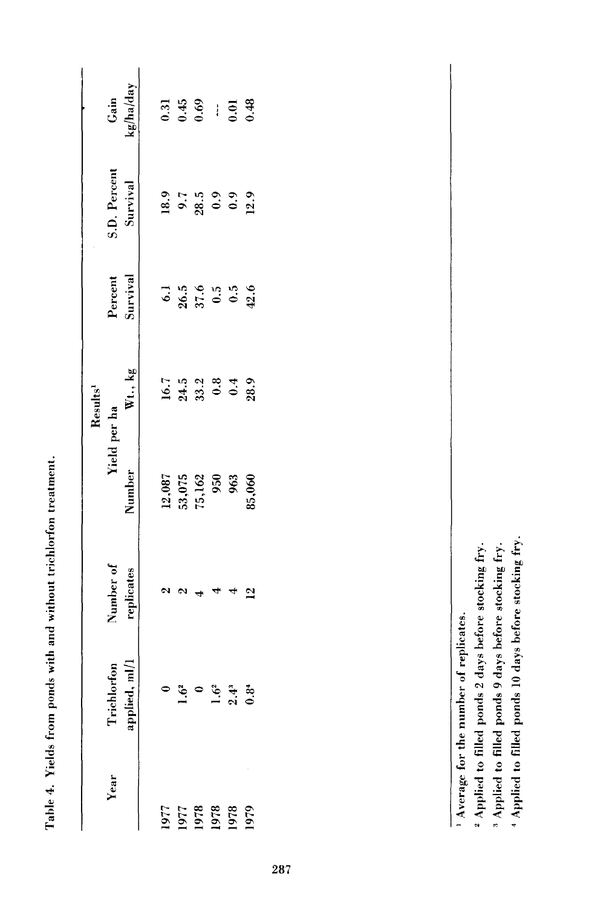Table 4. Yields from ponds with and without trichlorfon treatment.

| Year | Trichlorfon applied, ml/l | Number of replicates | Results[1] | | | | |
|---|---|---|---|---|---|---|---|
| | | | Yield per ha | | Percent Survival | S.D. Percent Survival | Gain kg/ha/day |
| | | | Number | Wt., kg | | | |
| 1977 | 0 | 2 | 12,087 | 16.7 | 6.1 | 18.9 | 0.31 |
| 1977 | 1.6[2] | 2 | 53,075 | 24.5 | 26.5 | 9.7 | 0.45 |
| 1978 | 0 | 4 | 75,162 | 33.2 | 37.6 | 28.5 | 0.69 |
| 1978 | 1.6[2] | 4 | 950 | 0.8 | 0.5 | 0.9 | --- |
| 1978 | 2.4[3] | 4 | 963 | 0.4 | 0.5 | 0.9 | 0.01 |
| 1979 | 0.8[4] | 12 | 85,060 | 28.9 | 42.6 | 12.9 | 0.48 |

[1] Average for the number of replicates.

[2] Applied to filled ponds 2 days before stocking fry.

[3] Applied to filled ponds 9 days before stocking fry.

[4] Applied to filled ponds 10 days before stocking fry.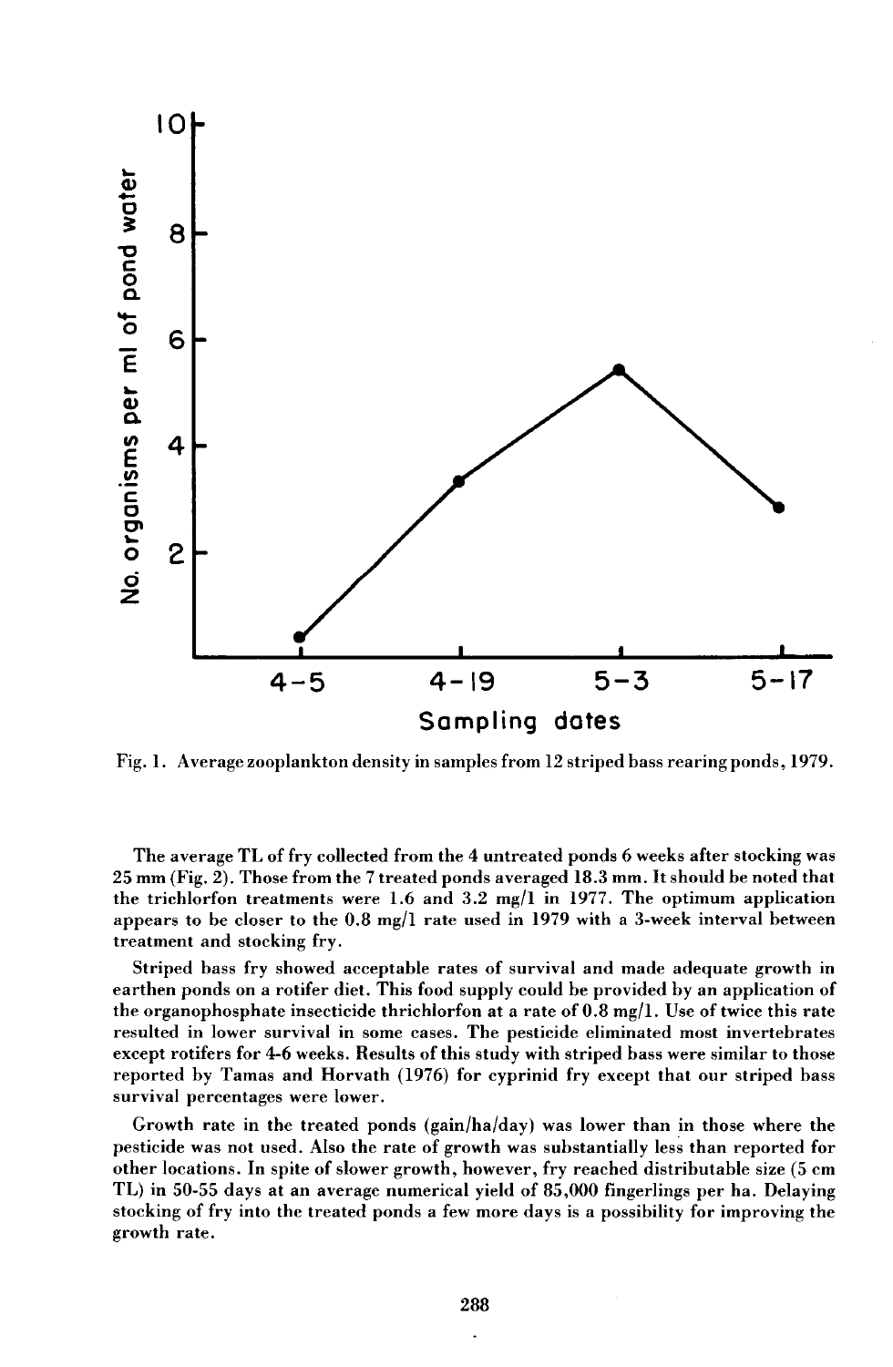10

8

6

4

2

No. organisms per ml of pond water

4-5

4-19

5-3

5-17

Sampling dates

Fig. 1. Average zooplankton density in samples from 12 striped bass rearing ponds, 1979.

The average TL of fry collected from the 4 untreated ponds 6 weeks after stocking was 25 mm (Fig. 2). Those from the 7 treated ponds averaged 18.3 mm. It should be noted that the trichlorfon treatments were 1.6 and 3.2 mg/l in 1977. The optimum application appears to be closer to the 0.8 mg/l rate used in 1979 with a 3-week interval between treatment and stocking fry.

Striped bass fry showed acceptable rates of survival and made adequate growth in earthen ponds on a rotifer diet. This food supply could be provided by an application of the organophosphate insecticide thrichlorfon at a rate of 0.8 mg/l. Use of twice this rate resulted in lower survival in some cases. The pesticide eliminated most invertebrates except rotifers for 4-6 weeks. Results of this study with striped bass were similar to those reported by Tamas and Horvath (1976) for cyprinid fry except that our striped bass survival percentages were lower.

Growth rate in the treated ponds (gain/ha/day) was lower than in those where the pesticide was not used. Also the rate of growth was substantially less than reported for other locations. In spite of slower growth, however, fry reached distributable size (5 cm TL) in 50-55 days at an average numerical yield of 85,000 fingerlings per ha. Delaying stocking of fry into the treated ponds a few more days is a possibility for improving the growth rate.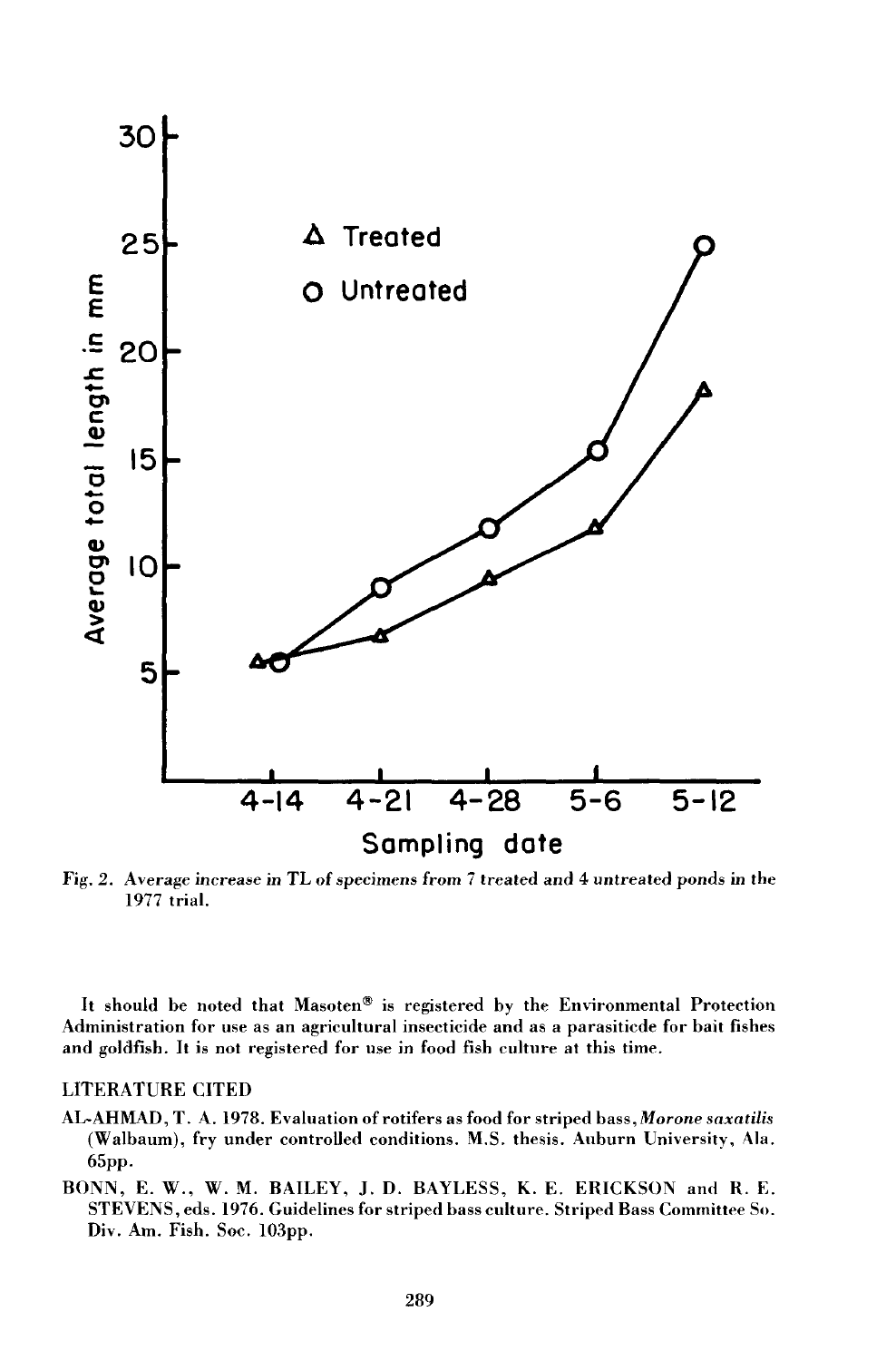30
25
20
15
10
5

Average total length in mm

Δ Treated
O Untreated

4-14 4-21 4-28 5-6 5-12

Sampling date

Fig. 2. Average increase in TL of specimens from 7 treated and 4 untreated ponds in the 1977 trial.

It should be noted that Masoten® is registered by the Environmental Protection Administration for use as an agricultural insecticide and as a parasiticde for bait fishes and goldfish. It is not registered for use in food fish culture at this time.

## LITERATURE CITED

AL-AHMAD, T. A. 1978. Evaluation of rotifers as food for striped bass, *Morone saxatilis* (Walbaum), fry under controlled conditions. M.S. thesis. Auburn University, Ala. 65pp.

BONN, E. W., W. M. BAILEY, J. D. BAYLESS, K. E. ERICKSON and R. E. STEVENS, eds. 1976. Guidelines for striped bass culture. Striped Bass Committee So. Div. Am. Fish. Soc. 103pp.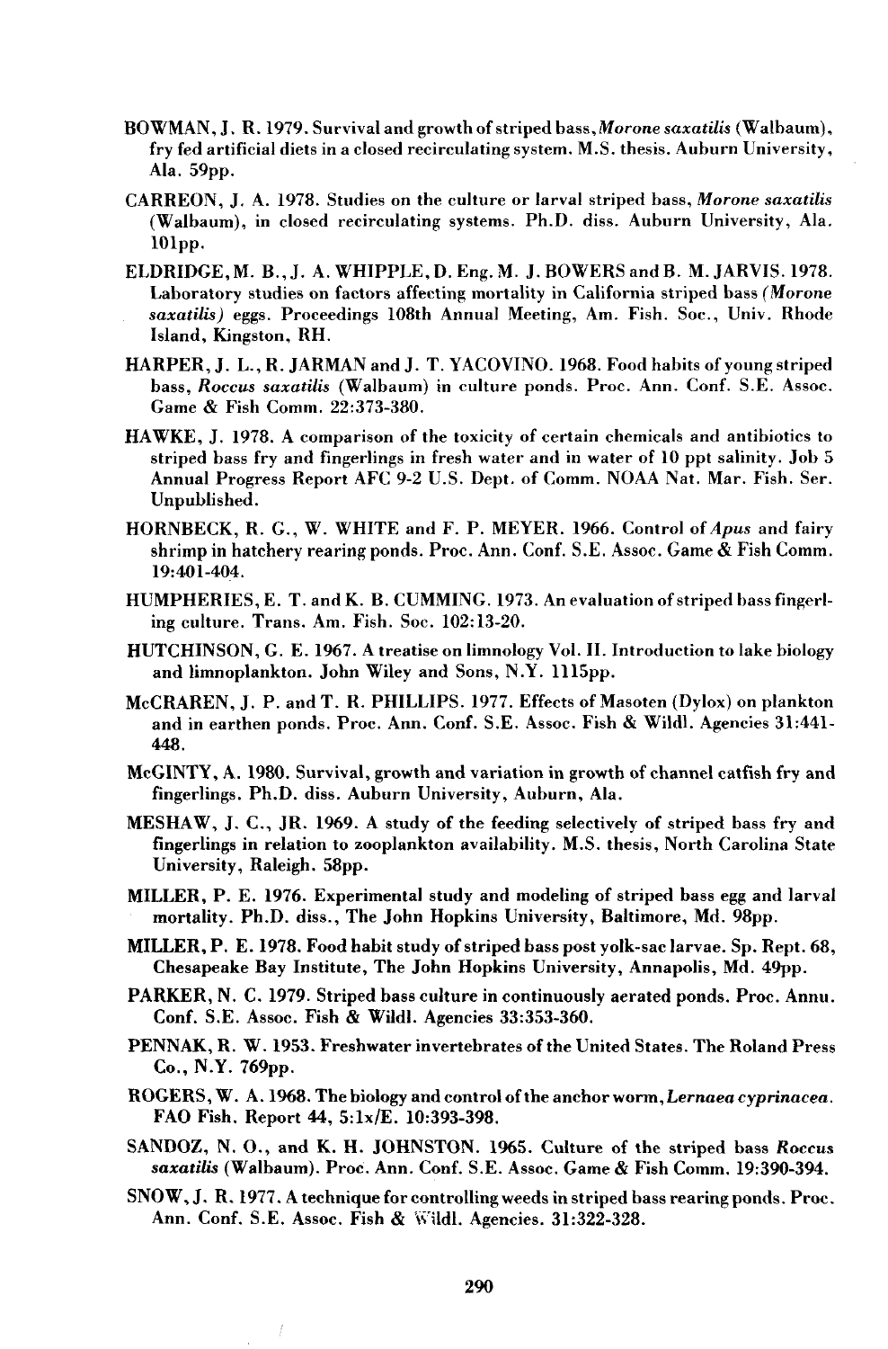BOWMAN, J. R. 1979. Survival and growth of striped bass, *Morone saxatilis* (Walbaum), fry fed artificial diets in a closed recirculating system. M.S. thesis. Auburn University, Ala. 59pp.

CARREON, J. A. 1978. Studies on the culture or larval striped bass, *Morone saxatilis* (Walbaum), in closed recirculating systems. Ph.D. diss. Auburn University, Ala. 101pp.

ELDRIDGE, M. B., J. A. WHIPPLE, D. Eng, M. J. BOWERS and B. M. JARVIS. 1978. Laboratory studies on factors affecting mortality in California striped bass *(Morone saxatilis)* eggs. Proceedings 108th Annual Meeting, Am. Fish. Soc., Univ. Rhode Island, Kingston, RH.

HARPER, J. L., R. JARMAN and J. T. YACOVINO. 1968. Food habits of young striped bass, *Roccus saxatilis* (Walbaum) in culture ponds. Proc. Ann. Conf. S.E. Assoc. Game & Fish Comm. 22:373-380.

HAWKE, J. 1978. A comparison of the toxicity of certain chemicals and antibiotics to striped bass fry and fingerlings in fresh water and in water of 10 ppt salinity. Job 5 Annual Progress Report AFC 9-2 U.S. Dept. of Comm. NOAA Nat. Mar. Fish. Ser. Unpublished.

HORNBECK, R. G., W. WHITE and F. P. MEYER. 1966. Control of *Apus* and fairy shrimp in hatchery rearing ponds. Proc. Ann. Conf. S.E. Assoc. Game & Fish Comm. 19:401-404.

HUMPHERIES, E. T. and K. B. CUMMING. 1973. An evaluation of striped bass fingerling culture. Trans. Am. Fish. Soc. 102:13-20.

HUTCHINSON, G. E. 1967. A treatise on limnology Vol. II. Introduction to lake biology and limnoplankton. John Wiley and Sons, N.Y. 1115pp.

McCRAREN, J. P. and T. R. PHILLIPS. 1977. Effects of Masoten (Dylox) on plankton and in earthen ponds. Proc. Ann. Conf. S.E. Assoc. Fish & Wildl. Agencies 31:441-448.

McGINTY, A. 1980. Survival, growth and variation in growth of channel catfish fry and fingerlings. Ph.D. diss. Auburn University, Auburn, Ala.

MESHAW, J. C., JR. 1969. A study of the feeding selectively of striped bass fry and fingerlings in relation to zooplankton availability. M.S. thesis, North Carolina State University, Raleigh. 58pp.

MILLER, P. E. 1976. Experimental study and modeling of striped bass egg and larval mortality. Ph.D. diss., The John Hopkins University, Baltimore, Md. 98pp.

MILLER, P. E. 1978. Food habit study of striped bass post yolk-sac larvae. Sp. Rept. 68, Chesapeake Bay Institute, The John Hopkins University, Annapolis, Md. 49pp.

PARKER, N. C. 1979. Striped bass culture in continuously aerated ponds. Proc. Annu. Conf. S.E. Assoc. Fish & Wildl. Agencies 33:353-360.

PENNAK, R. W. 1953. Freshwater invertebrates of the United States. The Roland Press Co., N.Y. 769pp.

ROGERS, W. A. 1968. The biology and control of the anchor worm, *Lernaea cyprinacea*. FAO Fish. Report 44, 5:1x/E. 10:393-398.

SANDOZ, N. O., and K. H. JOHNSTON. 1965. Culture of the striped bass *Roccus saxatilis* (Walbaum). Proc. Ann. Conf. S.E. Assoc. Game & Fish Comm. 19:390-394.

SNOW, J. R. 1977. A technique for controlling weeds in striped bass rearing ponds. Proc. Ann. Conf. S.E. Assoc. Fish & Wildl. Agencies. 31:322-328.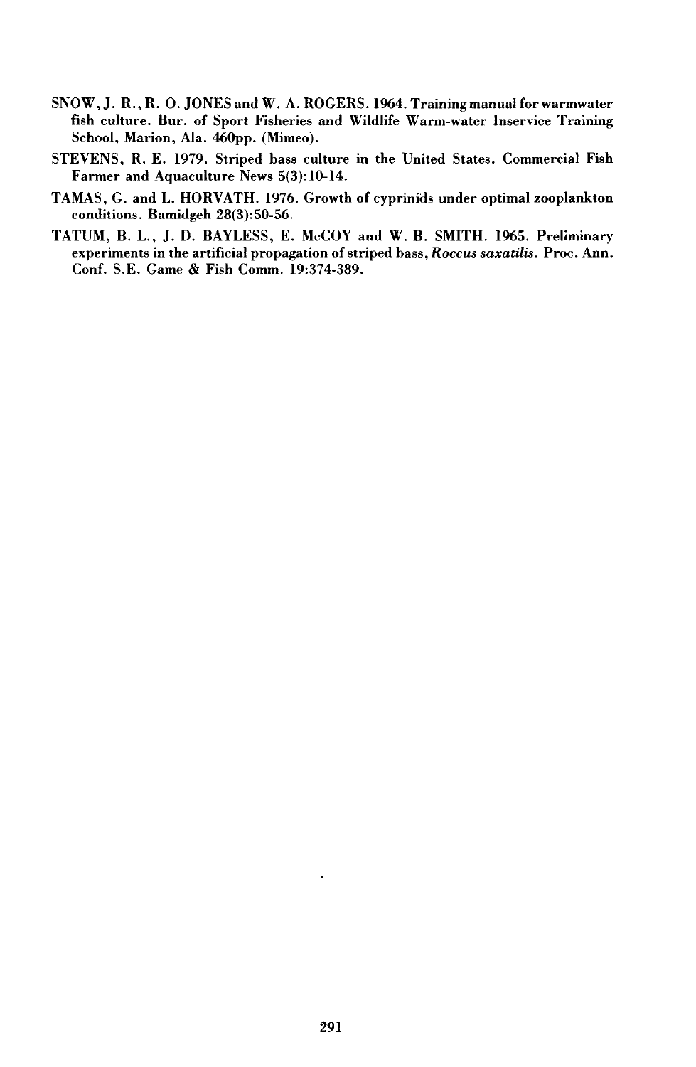SNOW, J. R., R. O. JONES and W. A. ROGERS. 1964. Training manual for warmwater fish culture. Bur. of Sport Fisheries and Wildlife Warm-water Inservice Training School, Marion, Ala. 460pp. (Mimeo).

STEVENS, R. E. 1979. Striped bass culture in the United States. Commercial Fish Farmer and Aquaculture News 5(3):10-14.

TAMAS, G. and L. HORVATH. 1976. Growth of cyprinids under optimal zooplankton conditions. Bamidgeh 28(3):50-56.

TATUM, B. L., J. D. BAYLESS, E. McCOY and W. B. SMITH. 1965. Preliminary experiments in the artificial propagation of striped bass, *Roccus saxatilis*. Proc. Ann. Conf. S.E. Game & Fish Comm. 19:374-389.